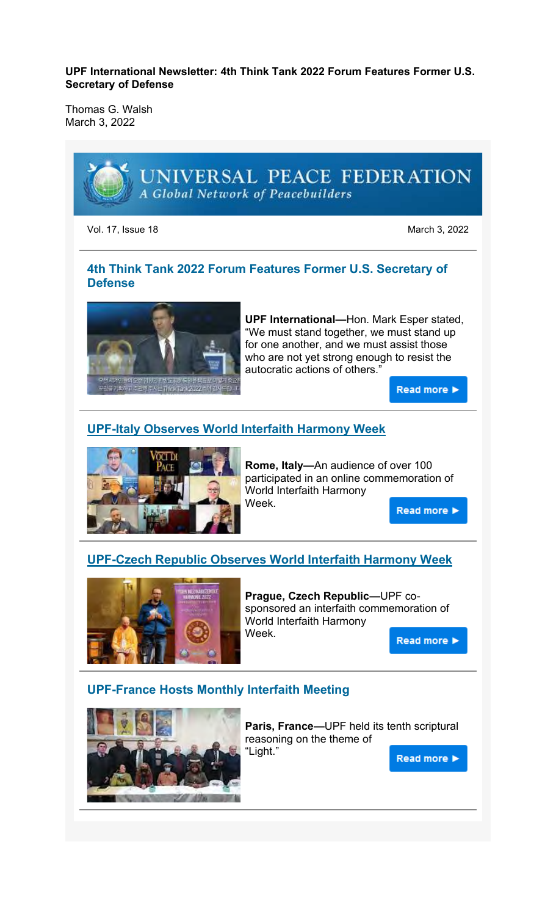**UPF International Newsletter: 4th Think Tank 2022 Forum Features Former U.S. Secretary of Defense**

Thomas G. Walsh
March 3, 2022

UNIVERSAL PEACE FEDERATION
*A Global Network of Peacebuilders*

Vol. 17, Issue 18 March 3, 2022

## 4th Think Tank 2022 Forum Features Former U.S. Secretary of Defense

**UPF International—**Hon. Mark Esper stated, “We must stand together, we must stand up for one another, and we must assist those who are not yet strong enough to resist the autocratic actions of others.”

Read more ▶

## UPF-Italy Observes World Interfaith Harmony Week

**Rome, Italy—**An audience of over 100 participated in an online commemoration of World Interfaith Harmony Week.

Read more ▶

## UPF-Czech Republic Observes World Interfaith Harmony Week

**Prague, Czech Republic—**UPF co-sponsored an interfaith commemoration of World Interfaith Harmony Week.

Read more ▶

## UPF-France Hosts Monthly Interfaith Meeting

**Paris, France—**UPF held its tenth scriptural reasoning on the theme of “Light.”

Read more ▶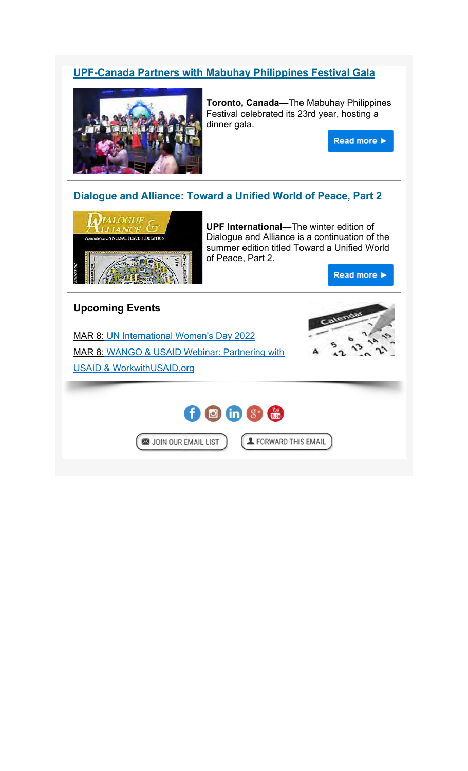## UPF-Canada Partners with Mabuhay Philippines Festival Gala

**Toronto, Canada—**The Mabuhay Philippines Festival celebrated its 23rd year, hosting a dinner gala.

Read more ►

## Dialogue and Alliance: Toward a Unified World of Peace, Part 2

**UPF International—**The winter edition of Dialogue and Alliance is a continuation of the summer edition titled Toward a Unified World of Peace, Part 2.

Read more ►

### Upcoming Events

MAR 8: UN International Women's Day 2022

MAR 8: WANGO & USAID Webinar: Partnering with USAID & WorkwithUSAID,org

JOIN OUR EMAIL LIST

FORWARD THIS EMAIL